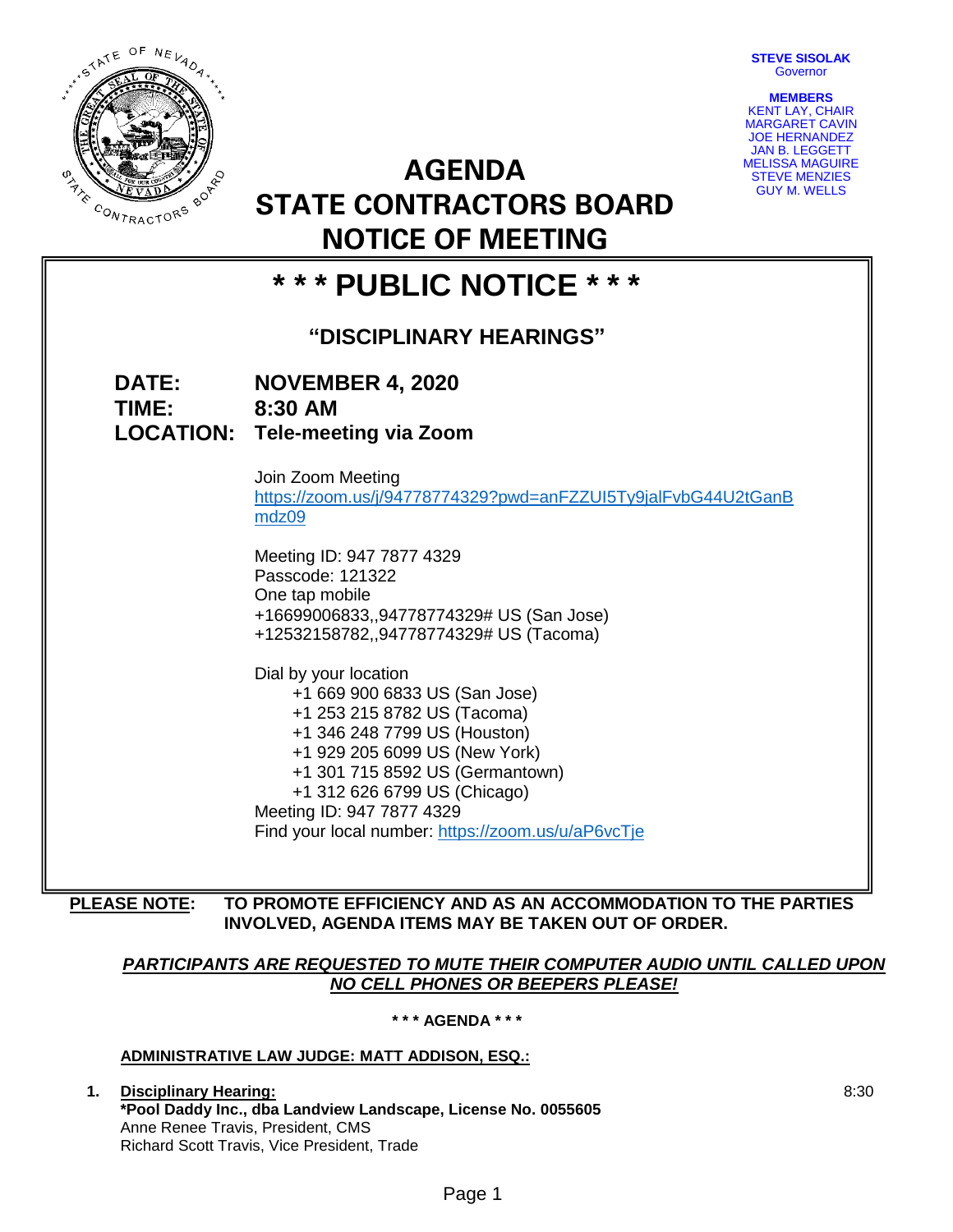**STEVE SISOLAK**
Governor

**MEMBERS**
KENT LAY, CHAIR
MARGARET CAVIN
JOE HERNANDEZ
JAN B. LEGGETT
MELISSA MAGUIRE
STEVE MENZIES
GUY M. WELLS

# AGENDA
# STATE CONTRACTORS BOARD
# NOTICE OF MEETING

## * * * PUBLIC NOTICE * * *

### "DISCIPLINARY HEARINGS"

**DATE:** **NOVEMBER 4, 2020**
**TIME:** **8:30 AM**
**LOCATION:** **Tele-meeting via Zoom**

Join Zoom Meeting
https://zoom.us/j/94778774329?pwd=anFZZUI5Ty9jalFvbG44U2tGanBmdz09

Meeting ID: 947 7877 4329
Passcode: 121322
One tap mobile
+16699006833,,94778774329# US (San Jose)
+12532158782,,94778774329# US (Tacoma)

Dial by your location
+1 669 900 6833 US (San Jose)
+1 253 215 8782 US (Tacoma)
+1 346 248 7799 US (Houston)
+1 929 205 6099 US (New York)
+1 301 715 8592 US (Germantown)
+1 312 626 6799 US (Chicago)
Meeting ID: 947 7877 4329
Find your local number: https://zoom.us/u/aP6vcTje

**PLEASE NOTE: TO PROMOTE EFFICIENCY AND AS AN ACCOMMODATION TO THE PARTIES INVOLVED, AGENDA ITEMS MAY BE TAKEN OUT OF ORDER.**

***PARTICIPANTS ARE REQUESTED TO MUTE THEIR COMPUTER AUDIO UNTIL CALLED UPON***
***NO CELL PHONES OR BEEPERS PLEASE!***

**\* \* \* AGENDA \* \* \***

**ADMINISTRATIVE LAW JUDGE: MATT ADDISON, ESQ.:**

1. **Disciplinary Hearing:** 8:30
   **\*Pool Daddy Inc., dba Landview Landscape, License No. 0055605**
   Anne Renee Travis, President, CMS
   Richard Scott Travis, Vice President, Trade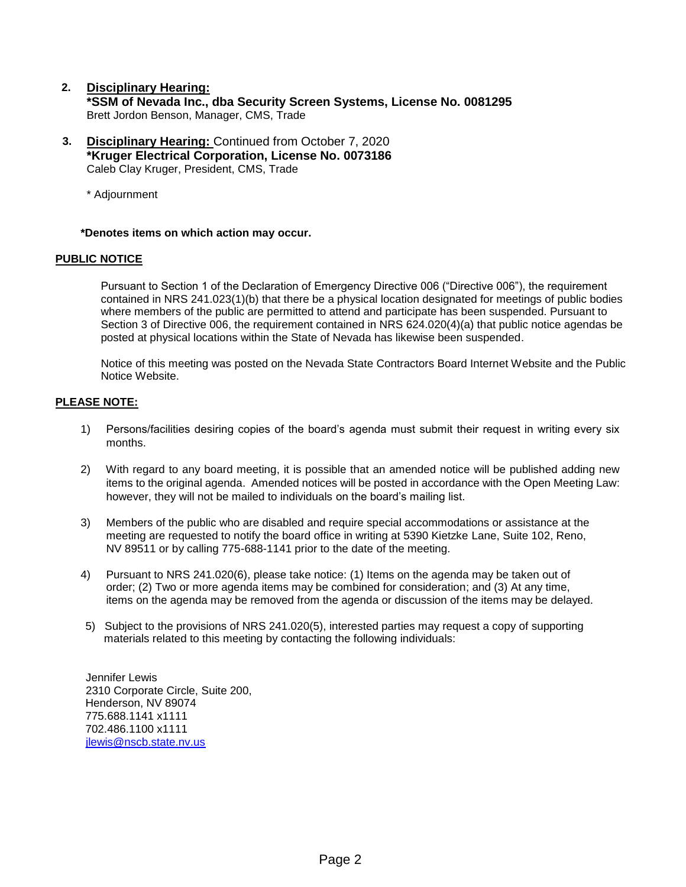2. **Disciplinary Hearing:**
   **\*SSM of Nevada Inc., dba Security Screen Systems, License No. 0081295**
   Brett Jordon Benson, Manager, CMS, Trade

3. **Disciplinary Hearing:** Continued from October 7, 2020
   **\*Kruger Electrical Corporation, License No. 0073186**
   Caleb Clay Kruger, President, CMS, Trade

   \* Adjournment

**\*Denotes items on which action may occur.**

**PUBLIC NOTICE**

Pursuant to Section 1 of the Declaration of Emergency Directive 006 ("Directive 006"), the requirement contained in NRS 241.023(1)(b) that there be a physical location designated for meetings of public bodies where members of the public are permitted to attend and participate has been suspended. Pursuant to Section 3 of Directive 006, the requirement contained in NRS 624.020(4)(a) that public notice agendas be posted at physical locations within the State of Nevada has likewise been suspended.

Notice of this meeting was posted on the Nevada State Contractors Board Internet Website and the Public Notice Website.

**PLEASE NOTE:**

1) Persons/facilities desiring copies of the board's agenda must submit their request in writing every six months.

2) With regard to any board meeting, it is possible that an amended notice will be published adding new items to the original agenda. Amended notices will be posted in accordance with the Open Meeting Law: however, they will not be mailed to individuals on the board's mailing list.

3) Members of the public who are disabled and require special accommodations or assistance at the meeting are requested to notify the board office in writing at 5390 Kietzke Lane, Suite 102, Reno, NV 89511 or by calling 775-688-1141 prior to the date of the meeting.

4) Pursuant to NRS 241.020(6), please take notice: (1) Items on the agenda may be taken out of order; (2) Two or more agenda items may be combined for consideration; and (3) At any time, items on the agenda may be removed from the agenda or discussion of the items may be delayed.

5) Subject to the provisions of NRS 241.020(5), interested parties may request a copy of supporting materials related to this meeting by contacting the following individuals:

Jennifer Lewis
2310 Corporate Circle, Suite 200,
Henderson, NV 89074
775.688.1141 x1111
702.486.1100 x1111
jlewis@nscb.state.nv.us